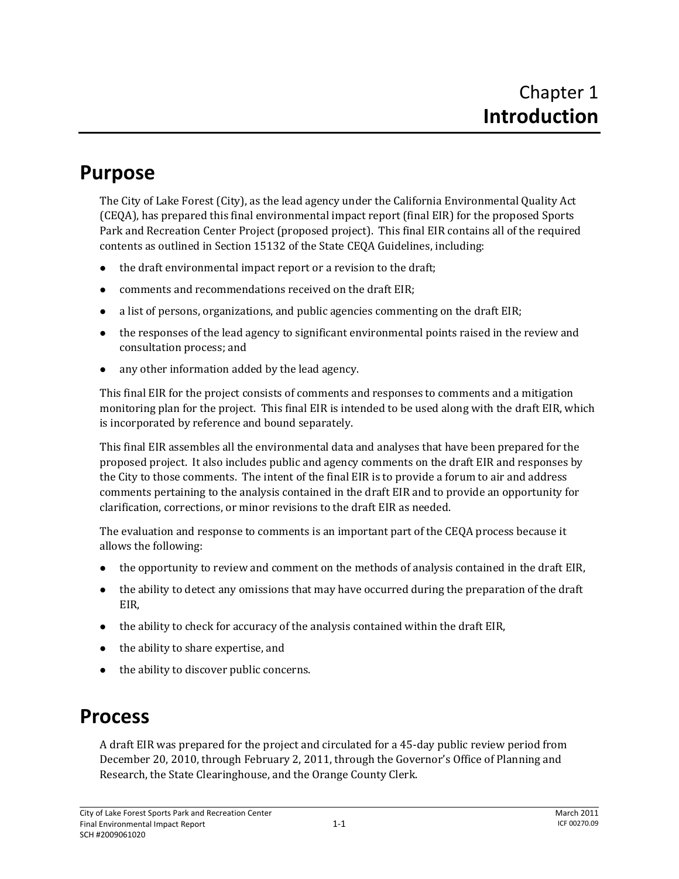# Chapter 1 **Introduction**

## Purpose

The City of Lake Forest (City), as the lead agency under the California Environmental Quality Act (CEQA), has prepared this final environmental impact report (final EIR) for the proposed Sports Park and Recreation Center Project (proposed project). This final EIR contains all of the required contents as outlined in Section 15132 of the State CEQA Guidelines, including:

- the draft environmental impact report or a revision to the draft;
- comments and recommendations received on the draft EIR;
- a list of persons, organizations, and public agencies commenting on the draft EIR;
- the responses of the lead agency to significant environmental points raised in the review and consultation process; and
- any other information added by the lead agency.

This final EIR for the project consists of comments and responses to comments and a mitigation monitoring plan for the project. This final EIR is intended to be used along with the draft EIR, which is incorporated by reference and bound separately.

This final EIR assembles all the environmental data and analyses that have been prepared for the proposed project. It also includes public and agency comments on the draft EIR and responses by the City to those comments. The intent of the final EIR is to provide a forum to air and address comments pertaining to the analysis contained in the draft EIR and to provide an opportunity for clarification, corrections, or minor revisions to the draft EIR as needed.

The evaluation and response to comments is an important part of the CEQA process because it allows the following:

- the opportunity to review and comment on the methods of analysis contained in the draft EIR,
- the ability to detect any omissions that may have occurred during the preparation of the draft EIR,
- the ability to check for accuracy of the analysis contained within the draft EIR,
- the ability to share expertise, and
- the ability to discover public concerns.

## Process

A draft EIR was prepared for the project and circulated for a 45-day public review period from December 20, 2010, through February 2, 2011, through the Governor's Office of Planning and Research, the State Clearinghouse, and the Orange County Clerk.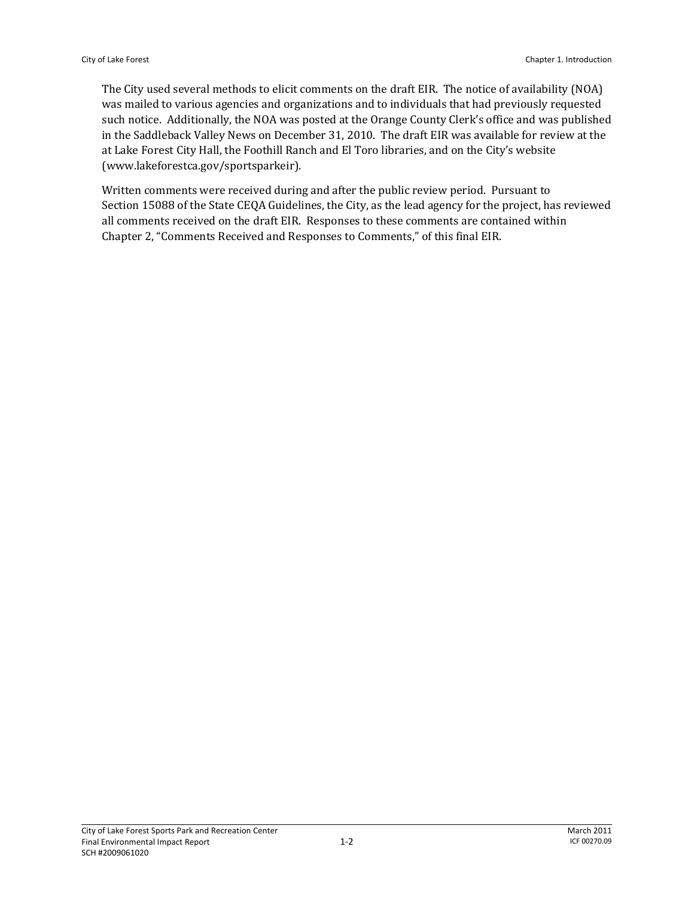The City used several methods to elicit comments on the draft EIR. The notice of availability (NOA) was mailed to various agencies and organizations and to individuals that had previously requested such notice. Additionally, the NOA was posted at the Orange County Clerk's office and was published in the Saddleback Valley News on December 31, 2010. The draft EIR was available for review at the at Lake Forest City Hall, the Foothill Ranch and El Toro libraries, and on the City's website (www.lakeforestca.gov/sportsparkeir).

Written comments were received during and after the public review period. Pursuant to Section 15088 of the State CEQA Guidelines, the City, as the lead agency for the project, has reviewed all comments received on the draft EIR. Responses to these comments are contained within Chapter 2, "Comments Received and Responses to Comments," of this final EIR.